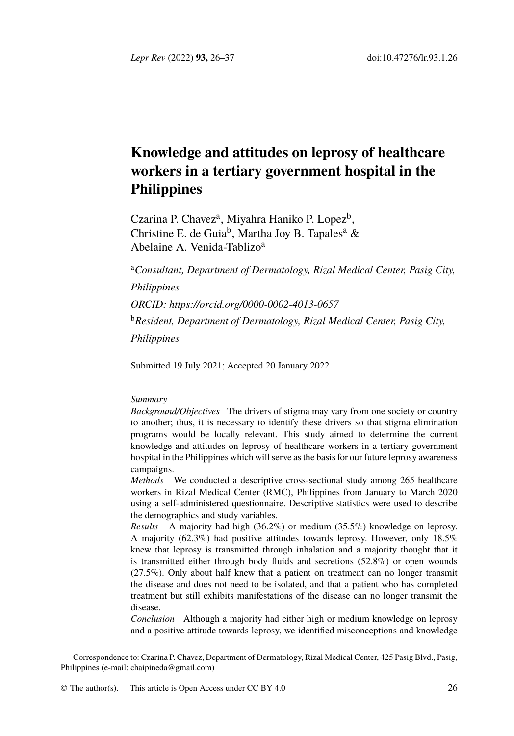# Knowledge and attitudes on leprosy of healthcare workers in a tertiary government hospital in the Philippines

Czarina P. Chavez[a], Miyahra Haniko P. Lopez[b], Christine E. de Guia[b], Martha Joy B. Tapales[a] & Abelaine A. Venida-Tablizo[a]

[a]*Consultant, Department of Dermatology, Rizal Medical Center, Pasig City, Philippines*

*ORCID: https://orcid.org/0000-0002-4013-0657*

[b]*Resident, Department of Dermatology, Rizal Medical Center, Pasig City, Philippines*

Submitted 19 July 2021; Accepted 20 January 2022

*Summary*

*Background/Objectives* The drivers of stigma may vary from one society or country to another; thus, it is necessary to identify these drivers so that stigma elimination programs would be locally relevant. This study aimed to determine the current knowledge and attitudes on leprosy of healthcare workers in a tertiary government hospital in the Philippines which will serve as the basis for our future leprosy awareness campaigns.

*Methods* We conducted a descriptive cross-sectional study among 265 healthcare workers in Rizal Medical Center (RMC), Philippines from January to March 2020 using a self-administered questionnaire. Descriptive statistics were used to describe the demographics and study variables.

*Results* A majority had high (36.2%) or medium (35.5%) knowledge on leprosy. A majority (62.3%) had positive attitudes towards leprosy. However, only 18.5% knew that leprosy is transmitted through inhalation and a majority thought that it is transmitted either through body fluids and secretions (52.8%) or open wounds (27.5%). Only about half knew that a patient on treatment can no longer transmit the disease and does not need to be isolated, and that a patient who has completed treatment but still exhibits manifestations of the disease can no longer transmit the disease.

*Conclusion* Although a majority had either high or medium knowledge on leprosy and a positive attitude towards leprosy, we identified misconceptions and knowledge

Correspondence to: Czarina P. Chavez, Department of Dermatology, Rizal Medical Center, 425 Pasig Blvd., Pasig, Philippines (e-mail: chaipineda@gmail.com)

© The author(s). This article is Open Access under CC BY 4.0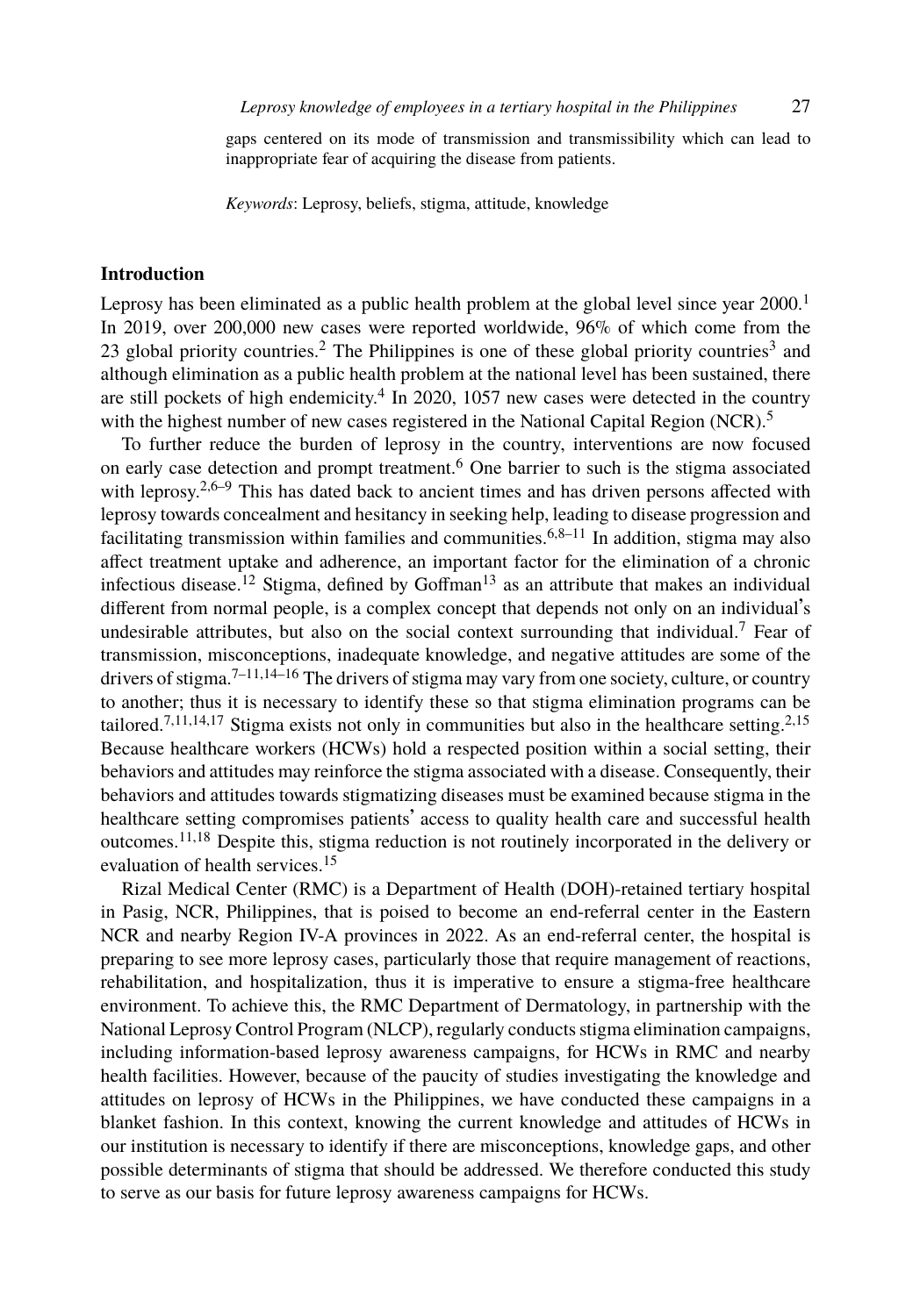gaps centered on its mode of transmission and transmissibility which can lead to inappropriate fear of acquiring the disease from patients.

*Keywords*: Leprosy, beliefs, stigma, attitude, knowledge

## Introduction

Leprosy has been eliminated as a public health problem at the global level since year 2000.[1] In 2019, over 200,000 new cases were reported worldwide, 96% of which come from the 23 global priority countries.[2] The Philippines is one of these global priority countries[3] and although elimination as a public health problem at the national level has been sustained, there are still pockets of high endemicity.[4] In 2020, 1057 new cases were detected in the country with the highest number of new cases registered in the National Capital Region (NCR).[5]

To further reduce the burden of leprosy in the country, interventions are now focused on early case detection and prompt treatment.[6] One barrier to such is the stigma associated with leprosy.[2,6–9] This has dated back to ancient times and has driven persons affected with leprosy towards concealment and hesitancy in seeking help, leading to disease progression and facilitating transmission within families and communities.[6,8–11] In addition, stigma may also affect treatment uptake and adherence, an important factor for the elimination of a chronic infectious disease.[12] Stigma, defined by Goffman[13] as an attribute that makes an individual different from normal people, is a complex concept that depends not only on an individual's undesirable attributes, but also on the social context surrounding that individual.[7] Fear of transmission, misconceptions, inadequate knowledge, and negative attitudes are some of the drivers of stigma.[7–11,14–16] The drivers of stigma may vary from one society, culture, or country to another; thus it is necessary to identify these so that stigma elimination programs can be tailored.[7,11,14,17] Stigma exists not only in communities but also in the healthcare setting.[2,15] Because healthcare workers (HCWs) hold a respected position within a social setting, their behaviors and attitudes may reinforce the stigma associated with a disease. Consequently, their behaviors and attitudes towards stigmatizing diseases must be examined because stigma in the healthcare setting compromises patients' access to quality health care and successful health outcomes.[11,18] Despite this, stigma reduction is not routinely incorporated in the delivery or evaluation of health services.[15]

Rizal Medical Center (RMC) is a Department of Health (DOH)-retained tertiary hospital in Pasig, NCR, Philippines, that is poised to become an end-referral center in the Eastern NCR and nearby Region IV-A provinces in 2022. As an end-referral center, the hospital is preparing to see more leprosy cases, particularly those that require management of reactions, rehabilitation, and hospitalization, thus it is imperative to ensure a stigma-free healthcare environment. To achieve this, the RMC Department of Dermatology, in partnership with the National Leprosy Control Program (NLCP), regularly conducts stigma elimination campaigns, including information-based leprosy awareness campaigns, for HCWs in RMC and nearby health facilities. However, because of the paucity of studies investigating the knowledge and attitudes on leprosy of HCWs in the Philippines, we have conducted these campaigns in a blanket fashion. In this context, knowing the current knowledge and attitudes of HCWs in our institution is necessary to identify if there are misconceptions, knowledge gaps, and other possible determinants of stigma that should be addressed. We therefore conducted this study to serve as our basis for future leprosy awareness campaigns for HCWs.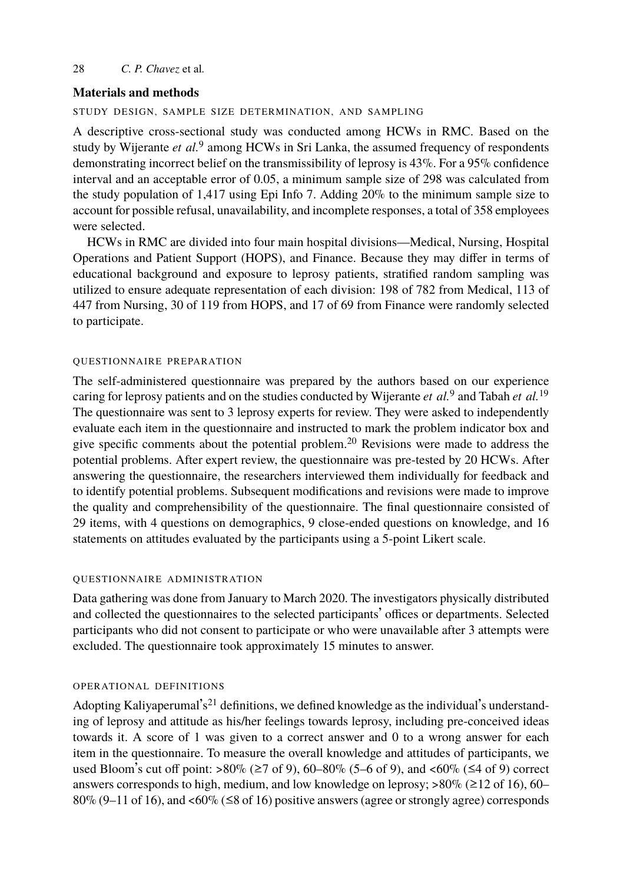## Materials and methods

### STUDY DESIGN, SAMPLE SIZE DETERMINATION, AND SAMPLING

A descriptive cross-sectional study was conducted among HCWs in RMC. Based on the study by Wijerante *et al.*[9] among HCWs in Sri Lanka, the assumed frequency of respondents demonstrating incorrect belief on the transmissibility of leprosy is 43%. For a 95% confidence interval and an acceptable error of 0.05, a minimum sample size of 298 was calculated from the study population of 1,417 using Epi Info 7. Adding 20% to the minimum sample size to account for possible refusal, unavailability, and incomplete responses, a total of 358 employees were selected.

HCWs in RMC are divided into four main hospital divisions—Medical, Nursing, Hospital Operations and Patient Support (HOPS), and Finance. Because they may differ in terms of educational background and exposure to leprosy patients, stratified random sampling was utilized to ensure adequate representation of each division: 198 of 782 from Medical, 113 of 447 from Nursing, 30 of 119 from HOPS, and 17 of 69 from Finance were randomly selected to participate.

### QUESTIONNAIRE PREPARATION

The self-administered questionnaire was prepared by the authors based on our experience caring for leprosy patients and on the studies conducted by Wijerante *et al.*[9] and Tabah *et al.*[19] The questionnaire was sent to 3 leprosy experts for review. They were asked to independently evaluate each item in the questionnaire and instructed to mark the problem indicator box and give specific comments about the potential problem.[20] Revisions were made to address the potential problems. After expert review, the questionnaire was pre-tested by 20 HCWs. After answering the questionnaire, the researchers interviewed them individually for feedback and to identify potential problems. Subsequent modifications and revisions were made to improve the quality and comprehensibility of the questionnaire. The final questionnaire consisted of 29 items, with 4 questions on demographics, 9 close-ended questions on knowledge, and 16 statements on attitudes evaluated by the participants using a 5-point Likert scale.

### QUESTIONNAIRE ADMINISTRATION

Data gathering was done from January to March 2020. The investigators physically distributed and collected the questionnaires to the selected participants' offices or departments. Selected participants who did not consent to participate or who were unavailable after 3 attempts were excluded. The questionnaire took approximately 15 minutes to answer.

### OPERATIONAL DEFINITIONS

Adopting Kaliyaperumal's[21] definitions, we defined knowledge as the individual's understanding of leprosy and attitude as his/her feelings towards leprosy, including pre-conceived ideas towards it. A score of 1 was given to a correct answer and 0 to a wrong answer for each item in the questionnaire. To measure the overall knowledge and attitudes of participants, we used Bloom's cut off point: >80% (≥7 of 9), 60–80% (5–6 of 9), and <60% (≤4 of 9) correct answers corresponds to high, medium, and low knowledge on leprosy; >80% (≥12 of 16), 60–80% (9–11 of 16), and <60% (≤8 of 16) positive answers (agree or strongly agree) corresponds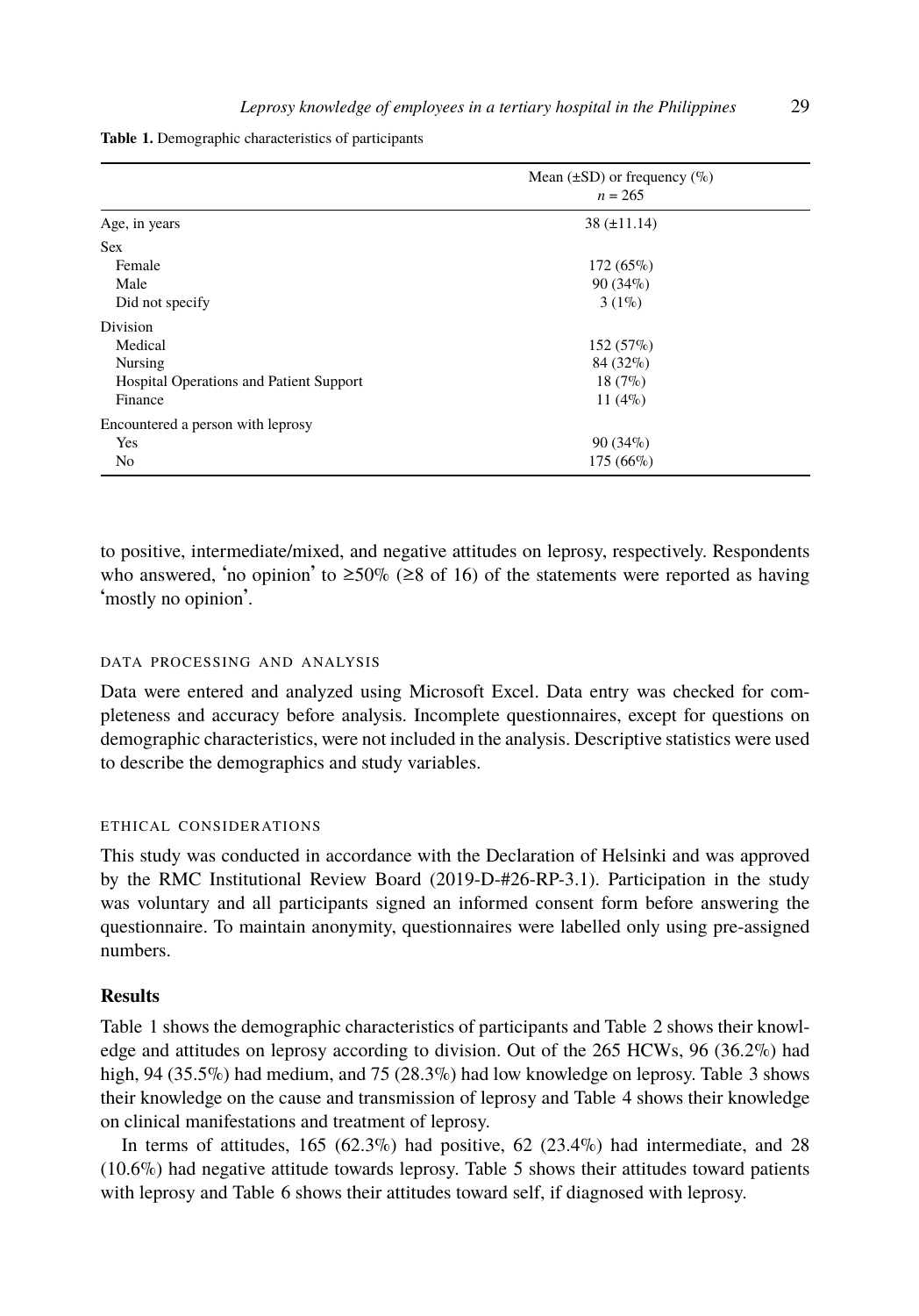**Table 1.** Demographic characteristics of participants

| | Mean (±SD) or frequency (%) $n$ = 265 |
|---|---|
| Age, in years | 38 (±11.14) |
| Sex | |
| Female | 172 (65%) |
| Male | 90 (34%) |
| Did not specify | 3 (1%) |
| Division | |
| Medical | 152 (57%) |
| Nursing | 84 (32%) |
| Hospital Operations and Patient Support | 18 (7%) |
| Finance | 11 (4%) |
| Encountered a person with leprosy | |
| Yes | 90 (34%) |
| No | 175 (66%) |

to positive, intermediate/mixed, and negative attitudes on leprosy, respectively. Respondents who answered, 'no opinion' to ≥50% (≥8 of 16) of the statements were reported as having 'mostly no opinion'.

#### DATA PROCESSING AND ANALYSIS

Data were entered and analyzed using Microsoft Excel. Data entry was checked for completeness and accuracy before analysis. Incomplete questionnaires, except for questions on demographic characteristics, were not included in the analysis. Descriptive statistics were used to describe the demographics and study variables.

#### ETHICAL CONSIDERATIONS

This study was conducted in accordance with the Declaration of Helsinki and was approved by the RMC Institutional Review Board (2019-D-#26-RP-3.1). Participation in the study was voluntary and all participants signed an informed consent form before answering the questionnaire. To maintain anonymity, questionnaires were labelled only using pre-assigned numbers.

### Results

Table 1 shows the demographic characteristics of participants and Table 2 shows their knowledge and attitudes on leprosy according to division. Out of the 265 HCWs, 96 (36.2%) had high, 94 (35.5%) had medium, and 75 (28.3%) had low knowledge on leprosy. Table 3 shows their knowledge on the cause and transmission of leprosy and Table 4 shows their knowledge on clinical manifestations and treatment of leprosy.

In terms of attitudes, 165 (62.3%) had positive, 62 (23.4%) had intermediate, and 28 (10.6%) had negative attitude towards leprosy. Table 5 shows their attitudes toward patients with leprosy and Table 6 shows their attitudes toward self, if diagnosed with leprosy.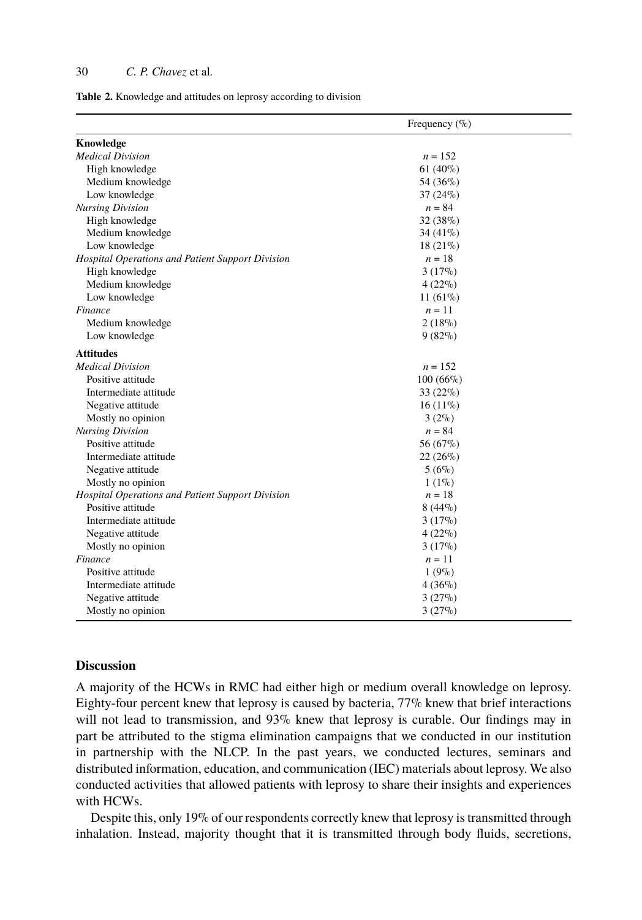**Table 2.** Knowledge and attitudes on leprosy according to division

| | Frequency (%) |
|---|---|
| **Knowledge** | |
| *Medical Division* | *n* = 152 |
| High knowledge | 61 (40%) |
| Medium knowledge | 54 (36%) |
| Low knowledge | 37 (24%) |
| *Nursing Division* | *n* = 84 |
| High knowledge | 32 (38%) |
| Medium knowledge | 34 (41%) |
| Low knowledge | 18 (21%) |
| *Hospital Operations and Patient Support Division* | *n* = 18 |
| High knowledge | 3 (17%) |
| Medium knowledge | 4 (22%) |
| Low knowledge | 11 (61%) |
| *Finance* | *n* = 11 |
| Medium knowledge | 2 (18%) |
| Low knowledge | 9 (82%) |
| **Attitudes** | |
| *Medical Division* | *n* = 152 |
| Positive attitude | 100 (66%) |
| Intermediate attitude | 33 (22%) |
| Negative attitude | 16 (11%) |
| Mostly no opinion | 3 (2%) |
| *Nursing Division* | *n* = 84 |
| Positive attitude | 56 (67%) |
| Intermediate attitude | 22 (26%) |
| Negative attitude | 5 (6%) |
| Mostly no opinion | 1 (1%) |
| *Hospital Operations and Patient Support Division* | *n* = 18 |
| Positive attitude | 8 (44%) |
| Intermediate attitude | 3 (17%) |
| Negative attitude | 4 (22%) |
| Mostly no opinion | 3 (17%) |
| *Finance* | *n* = 11 |
| Positive attitude | 1 (9%) |
| Intermediate attitude | 4 (36%) |
| Negative attitude | 3 (27%) |
| Mostly no opinion | 3 (27%) |

## Discussion

A majority of the HCWs in RMC had either high or medium overall knowledge on leprosy. Eighty-four percent knew that leprosy is caused by bacteria, 77% knew that brief interactions will not lead to transmission, and 93% knew that leprosy is curable. Our findings may in part be attributed to the stigma elimination campaigns that we conducted in our institution in partnership with the NLCP. In the past years, we conducted lectures, seminars and distributed information, education, and communication (IEC) materials about leprosy. We also conducted activities that allowed patients with leprosy to share their insights and experiences with HCWs.

Despite this, only 19% of our respondents correctly knew that leprosy is transmitted through inhalation. Instead, majority thought that it is transmitted through body fluids, secretions,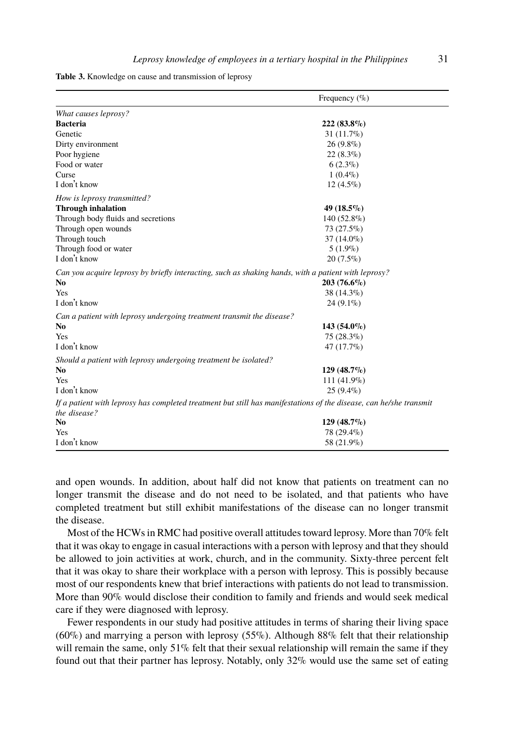**Table 3.** Knowledge on cause and transmission of leprosy

| | Frequency (%) |
|---|---|
| *What causes leprosy?* | |
| **Bacteria** | **222 (83.8%)** |
| Genetic | 31 (11.7%) |
| Dirty environment | 26 (9.8%) |
| Poor hygiene | 22 (8.3%) |
| Food or water | 6 (2.3%) |
| Curse | 1 (0.4%) |
| I don't know | 12 (4.5%) |
| *How is leprosy transmitted?* | |
| **Through inhalation** | **49 (18.5%)** |
| Through body fluids and secretions | 140 (52.8%) |
| Through open wounds | 73 (27.5%) |
| Through touch | 37 (14.0%) |
| Through food or water | 5 (1.9%) |
| I don't know | 20 (7.5%) |
| *Can you acquire leprosy by briefly interacting, such as shaking hands, with a patient with leprosy?* | |
| **No** | **203 (76.6%)** |
| Yes | 38 (14.3%) |
| I don't know | 24 (9.1%) |
| *Can a patient with leprosy undergoing treatment transmit the disease?* | |
| **No** | **143 (54.0%)** |
| Yes | 75 (28.3%) |
| I don't know | 47 (17.7%) |
| *Should a patient with leprosy undergoing treatment be isolated?* | |
| **No** | **129 (48.7%)** |
| Yes | 111 (41.9%) |
| I don't know | 25 (9.4%) |
| *If a patient with leprosy has completed treatment but still has manifestations of the disease, can he/she transmit the disease?* | |
| **No** | **129 (48.7%)** |
| Yes | 78 (29.4%) |
| I don't know | 58 (21.9%) |

and open wounds. In addition, about half did not know that patients on treatment can no longer transmit the disease and do not need to be isolated, and that patients who have completed treatment but still exhibit manifestations of the disease can no longer transmit the disease.

Most of the HCWs in RMC had positive overall attitudes toward leprosy. More than 70% felt that it was okay to engage in casual interactions with a person with leprosy and that they should be allowed to join activities at work, church, and in the community. Sixty-three percent felt that it was okay to share their workplace with a person with leprosy. This is possibly because most of our respondents knew that brief interactions with patients do not lead to transmission. More than 90% would disclose their condition to family and friends and would seek medical care if they were diagnosed with leprosy.

Fewer respondents in our study had positive attitudes in terms of sharing their living space (60%) and marrying a person with leprosy (55%). Although 88% felt that their relationship will remain the same, only 51% felt that their sexual relationship will remain the same if they found out that their partner has leprosy. Notably, only 32% would use the same set of eating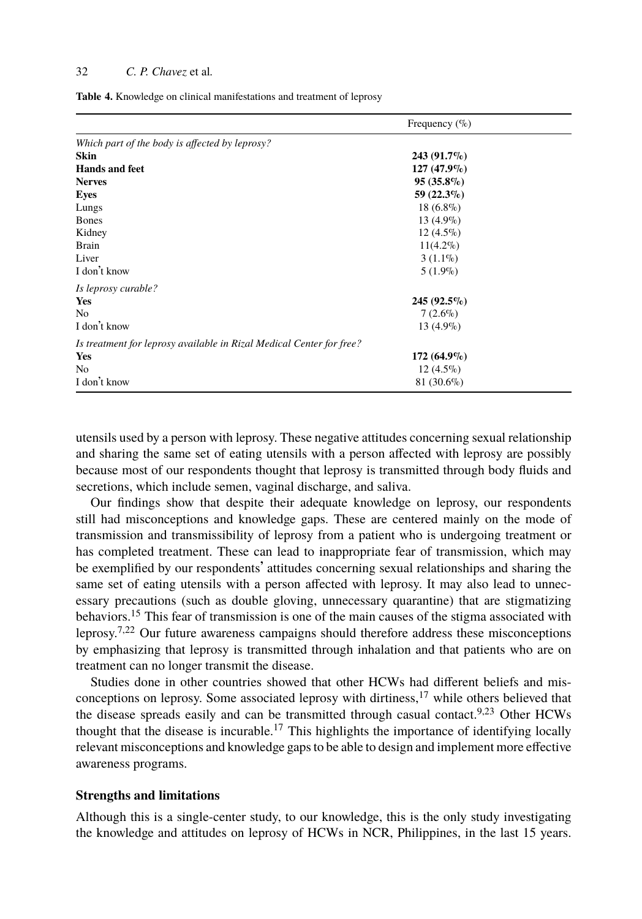**Table 4.** Knowledge on clinical manifestations and treatment of leprosy

| | Frequency (%) |
|---|---|
| *Which part of the body is affected by leprosy?* | |
| **Skin** | **243 (91.7%)** |
| **Hands and feet** | **127 (47.9%)** |
| **Nerves** | **95 (35.8%)** |
| **Eyes** | **59 (22.3%)** |
| Lungs | 18 (6.8%) |
| Bones | 13 (4.9%) |
| Kidney | 12 (4.5%) |
| Brain | 11(4.2%) |
| Liver | 3 (1.1%) |
| I don't know | 5 (1.9%) |
| *Is leprosy curable?* | |
| **Yes** | **245 (92.5%)** |
| No | 7 (2.6%) |
| I don't know | 13 (4.9%) |
| *Is treatment for leprosy available in Rizal Medical Center for free?* | |
| **Yes** | **172 (64.9%)** |
| No | 12 (4.5%) |
| I don't know | 81 (30.6%) |

utensils used by a person with leprosy. These negative attitudes concerning sexual relationship and sharing the same set of eating utensils with a person affected with leprosy are possibly because most of our respondents thought that leprosy is transmitted through body fluids and secretions, which include semen, vaginal discharge, and saliva.

Our findings show that despite their adequate knowledge on leprosy, our respondents still had misconceptions and knowledge gaps. These are centered mainly on the mode of transmission and transmissibility of leprosy from a patient who is undergoing treatment or has completed treatment. These can lead to inappropriate fear of transmission, which may be exemplified by our respondents' attitudes concerning sexual relationships and sharing the same set of eating utensils with a person affected with leprosy. It may also lead to unnecessary precautions (such as double gloving, unnecessary quarantine) that are stigmatizing behaviors.[15] This fear of transmission is one of the main causes of the stigma associated with leprosy.[7,22] Our future awareness campaigns should therefore address these misconceptions by emphasizing that leprosy is transmitted through inhalation and that patients who are on treatment can no longer transmit the disease.

Studies done in other countries showed that other HCWs had different beliefs and misconceptions on leprosy. Some associated leprosy with dirtiness,[17] while others believed that the disease spreads easily and can be transmitted through casual contact.[9,23] Other HCWs thought that the disease is incurable.[17] This highlights the importance of identifying locally relevant misconceptions and knowledge gaps to be able to design and implement more effective awareness programs.

### Strengths and limitations

Although this is a single-center study, to our knowledge, this is the only study investigating the knowledge and attitudes on leprosy of HCWs in NCR, Philippines, in the last 15 years.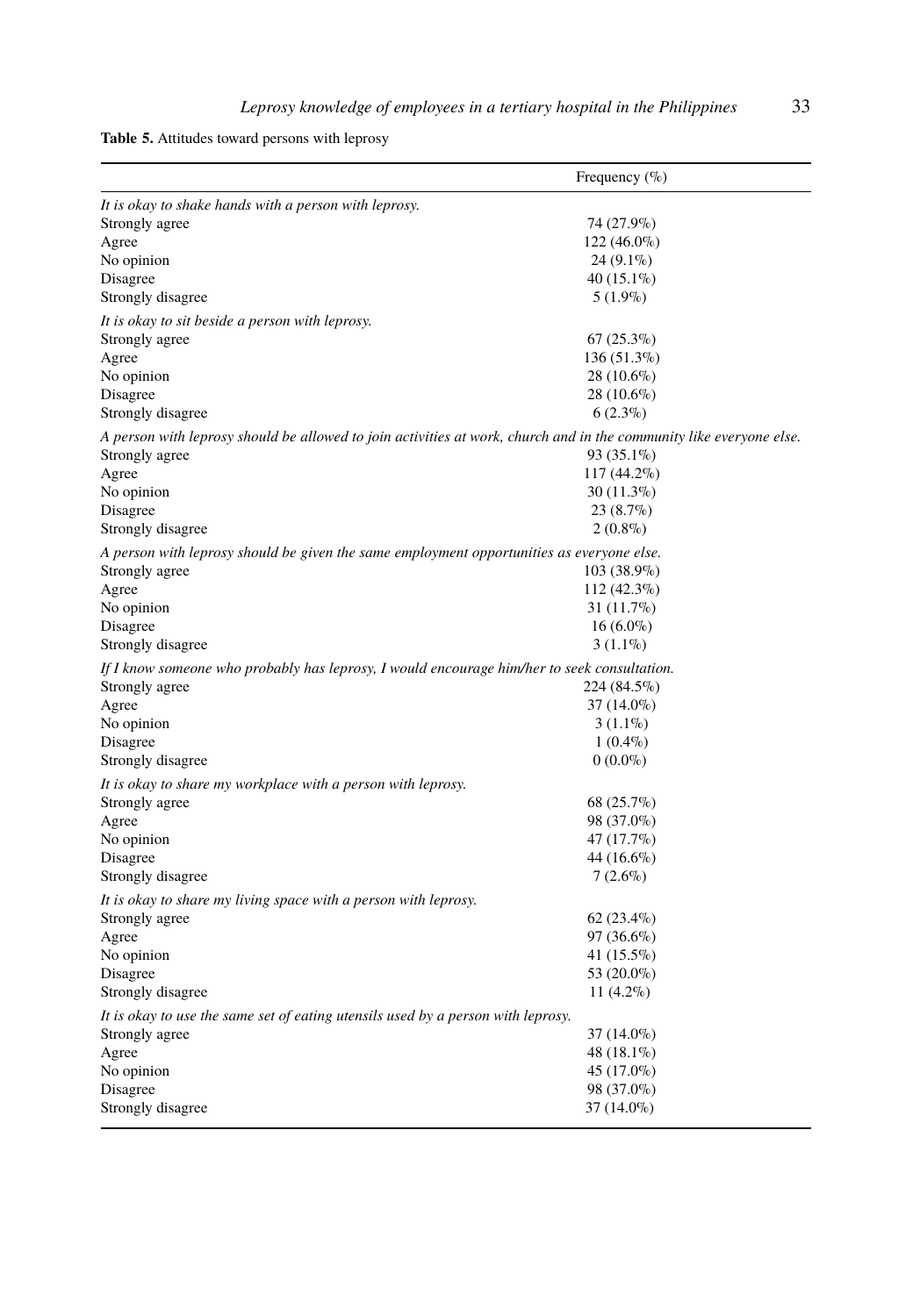**Table 5.** Attitudes toward persons with leprosy

| | Frequency (%) |
|---|---|
| *It is okay to shake hands with a person with leprosy.* | |
| Strongly agree | 74 (27.9%) |
| Agree | 122 (46.0%) |
| No opinion | 24 (9.1%) |
| Disagree | 40 (15.1%) |
| Strongly disagree | 5 (1.9%) |
| *It is okay to sit beside a person with leprosy.* | |
| Strongly agree | 67 (25.3%) |
| Agree | 136 (51.3%) |
| No opinion | 28 (10.6%) |
| Disagree | 28 (10.6%) |
| Strongly disagree | 6 (2.3%) |
| *A person with leprosy should be allowed to join activities at work, church and in the community like everyone else.* | |
| Strongly agree | 93 (35.1%) |
| Agree | 117 (44.2%) |
| No opinion | 30 (11.3%) |
| Disagree | 23 (8.7%) |
| Strongly disagree | 2 (0.8%) |
| *A person with leprosy should be given the same employment opportunities as everyone else.* | |
| Strongly agree | 103 (38.9%) |
| Agree | 112 (42.3%) |
| No opinion | 31 (11.7%) |
| Disagree | 16 (6.0%) |
| Strongly disagree | 3 (1.1%) |
| *If I know someone who probably has leprosy, I would encourage him/her to seek consultation.* | |
| Strongly agree | 224 (84.5%) |
| Agree | 37 (14.0%) |
| No opinion | 3 (1.1%) |
| Disagree | 1 (0.4%) |
| Strongly disagree | 0 (0.0%) |
| *It is okay to share my workplace with a person with leprosy.* | |
| Strongly agree | 68 (25.7%) |
| Agree | 98 (37.0%) |
| No opinion | 47 (17.7%) |
| Disagree | 44 (16.6%) |
| Strongly disagree | 7 (2.6%) |
| *It is okay to share my living space with a person with leprosy.* | |
| Strongly agree | 62 (23.4%) |
| Agree | 97 (36.6%) |
| No opinion | 41 (15.5%) |
| Disagree | 53 (20.0%) |
| Strongly disagree | 11 (4.2%) |
| *It is okay to use the same set of eating utensils used by a person with leprosy.* | |
| Strongly agree | 37 (14.0%) |
| Agree | 48 (18.1%) |
| No opinion | 45 (17.0%) |
| Disagree | 98 (37.0%) |
| Strongly disagree | 37 (14.0%) |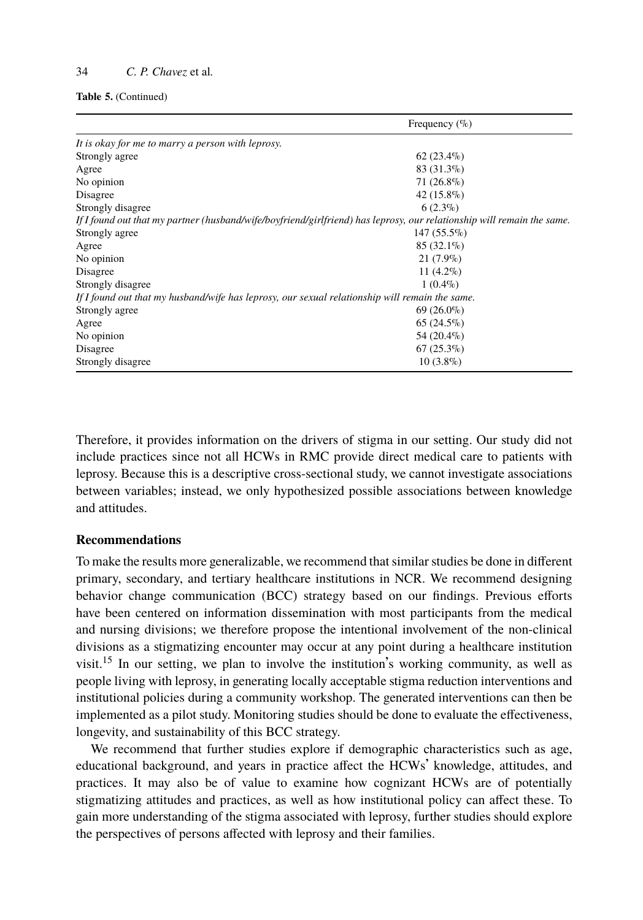**Table 5.** (Continued)

| | Frequency (%) |
|---|---|
| *It is okay for me to marry a person with leprosy.* | |
| Strongly agree | 62 (23.4%) |
| Agree | 83 (31.3%) |
| No opinion | 71 (26.8%) |
| Disagree | 42 (15.8%) |
| Strongly disagree | 6 (2.3%) |
| *If I found out that my partner (husband/wife/boyfriend/girlfriend) has leprosy, our relationship will remain the same.* | |
| Strongly agree | 147 (55.5%) |
| Agree | 85 (32.1%) |
| No opinion | 21 (7.9%) |
| Disagree | 11 (4.2%) |
| Strongly disagree | 1 (0.4%) |
| *If I found out that my husband/wife has leprosy, our sexual relationship will remain the same.* | |
| Strongly agree | 69 (26.0%) |
| Agree | 65 (24.5%) |
| No opinion | 54 (20.4%) |
| Disagree | 67 (25.3%) |
| Strongly disagree | 10 (3.8%) |

Therefore, it provides information on the drivers of stigma in our setting. Our study did not include practices since not all HCWs in RMC provide direct medical care to patients with leprosy. Because this is a descriptive cross-sectional study, we cannot investigate associations between variables; instead, we only hypothesized possible associations between knowledge and attitudes.

## Recommendations

To make the results more generalizable, we recommend that similar studies be done in different primary, secondary, and tertiary healthcare institutions in NCR. We recommend designing behavior change communication (BCC) strategy based on our findings. Previous efforts have been centered on information dissemination with most participants from the medical and nursing divisions; we therefore propose the intentional involvement of the non-clinical divisions as a stigmatizing encounter may occur at any point during a healthcare institution visit.[15] In our setting, we plan to involve the institution's working community, as well as people living with leprosy, in generating locally acceptable stigma reduction interventions and institutional policies during a community workshop. The generated interventions can then be implemented as a pilot study. Monitoring studies should be done to evaluate the effectiveness, longevity, and sustainability of this BCC strategy.

We recommend that further studies explore if demographic characteristics such as age, educational background, and years in practice affect the HCWs' knowledge, attitudes, and practices. It may also be of value to examine how cognizant HCWs are of potentially stigmatizing attitudes and practices, as well as how institutional policy can affect these. To gain more understanding of the stigma associated with leprosy, further studies should explore the perspectives of persons affected with leprosy and their families.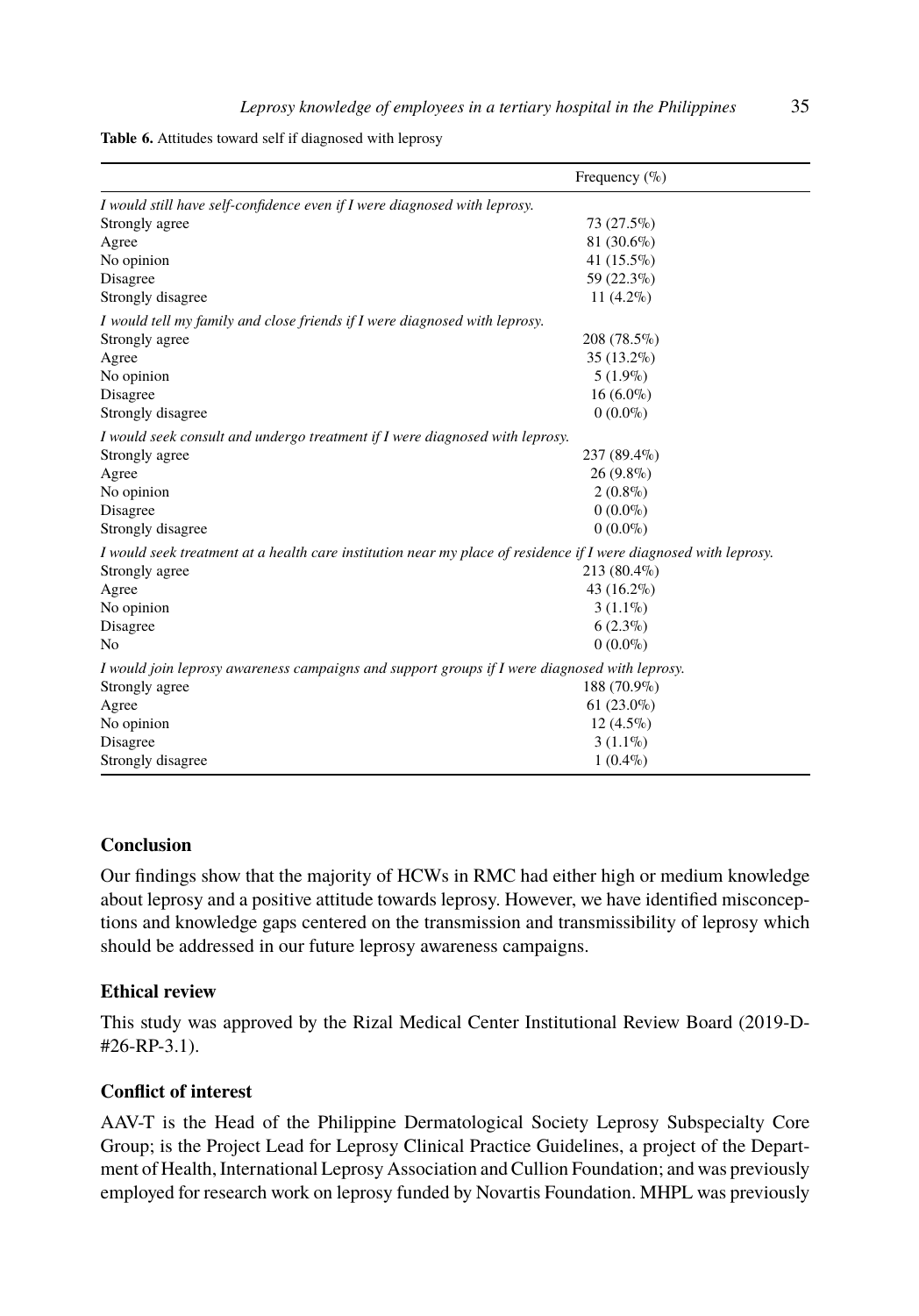**Table 6.** Attitudes toward self if diagnosed with leprosy

| | Frequency (%) |
|---|---|
| *I would still have self-confidence even if I were diagnosed with leprosy.* | |
| Strongly agree | 73 (27.5%) |
| Agree | 81 (30.6%) |
| No opinion | 41 (15.5%) |
| Disagree | 59 (22.3%) |
| Strongly disagree | 11 (4.2%) |
| *I would tell my family and close friends if I were diagnosed with leprosy.* | |
| Strongly agree | 208 (78.5%) |
| Agree | 35 (13.2%) |
| No opinion | 5 (1.9%) |
| Disagree | 16 (6.0%) |
| Strongly disagree | 0 (0.0%) |
| *I would seek consult and undergo treatment if I were diagnosed with leprosy.* | |
| Strongly agree | 237 (89.4%) |
| Agree | 26 (9.8%) |
| No opinion | 2 (0.8%) |
| Disagree | 0 (0.0%) |
| Strongly disagree | 0 (0.0%) |
| *I would seek treatment at a health care institution near my place of residence if I were diagnosed with leprosy.* | |
| Strongly agree | 213 (80.4%) |
| Agree | 43 (16.2%) |
| No opinion | 3 (1.1%) |
| Disagree | 6 (2.3%) |
| No | 0 (0.0%) |
| *I would join leprosy awareness campaigns and support groups if I were diagnosed with leprosy.* | |
| Strongly agree | 188 (70.9%) |
| Agree | 61 (23.0%) |
| No opinion | 12 (4.5%) |
| Disagree | 3 (1.1%) |
| Strongly disagree | 1 (0.4%) |

## Conclusion

Our findings show that the majority of HCWs in RMC had either high or medium knowledge about leprosy and a positive attitude towards leprosy. However, we have identified misconceptions and knowledge gaps centered on the transmission and transmissibility of leprosy which should be addressed in our future leprosy awareness campaigns.

## Ethical review

This study was approved by the Rizal Medical Center Institutional Review Board (2019-D-#26-RP-3.1).

## Conflict of interest

AAV-T is the Head of the Philippine Dermatological Society Leprosy Subspecialty Core Group; is the Project Lead for Leprosy Clinical Practice Guidelines, a project of the Department of Health, International Leprosy Association and Cullion Foundation; and was previously employed for research work on leprosy funded by Novartis Foundation. MHPL was previously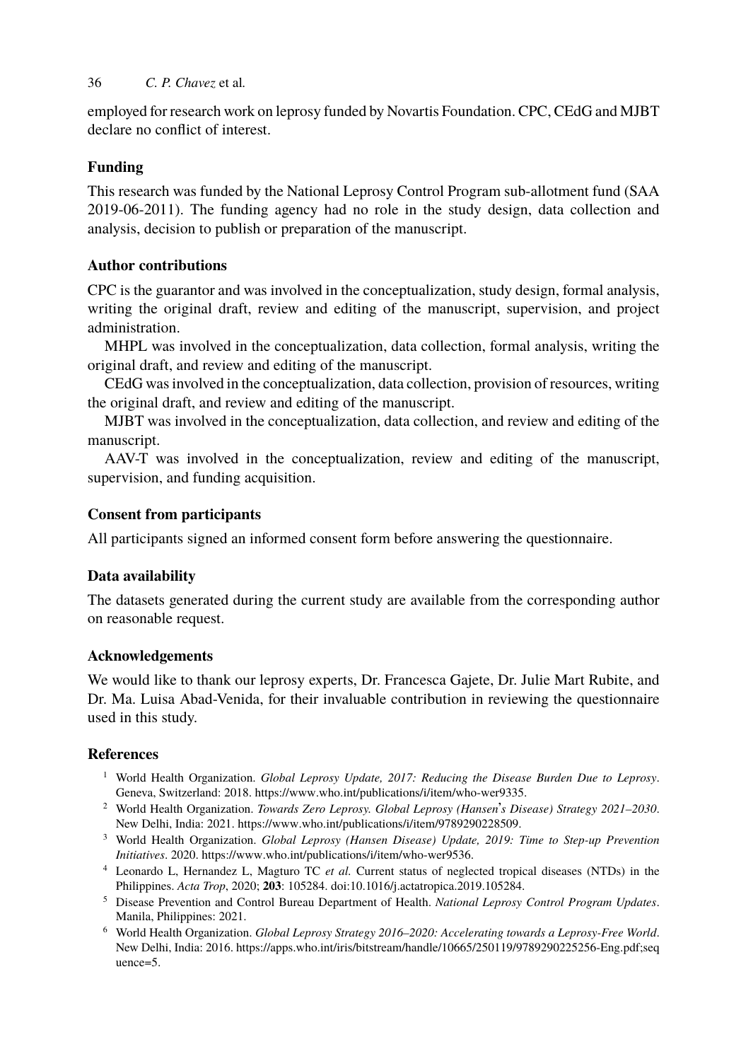employed for research work on leprosy funded by Novartis Foundation. CPC, CEdG and MJBT declare no conflict of interest.

## Funding

This research was funded by the National Leprosy Control Program sub-allotment fund (SAA 2019-06-2011). The funding agency had no role in the study design, data collection and analysis, decision to publish or preparation of the manuscript.

## Author contributions

CPC is the guarantor and was involved in the conceptualization, study design, formal analysis, writing the original draft, review and editing of the manuscript, supervision, and project administration.

MHPL was involved in the conceptualization, data collection, formal analysis, writing the original draft, and review and editing of the manuscript.

CEdG was involved in the conceptualization, data collection, provision of resources, writing the original draft, and review and editing of the manuscript.

MJBT was involved in the conceptualization, data collection, and review and editing of the manuscript.

AAV-T was involved in the conceptualization, review and editing of the manuscript, supervision, and funding acquisition.

## Consent from participants

All participants signed an informed consent form before answering the questionnaire.

## Data availability

The datasets generated during the current study are available from the corresponding author on reasonable request.

## Acknowledgements

We would like to thank our leprosy experts, Dr. Francesca Gajete, Dr. Julie Mart Rubite, and Dr. Ma. Luisa Abad-Venida, for their invaluable contribution in reviewing the questionnaire used in this study.

## References

1. World Health Organization. *Global Leprosy Update, 2017: Reducing the Disease Burden Due to Leprosy*. Geneva, Switzerland: 2018. https://www.who.int/publications/i/item/who-wer9335.
2. World Health Organization. *Towards Zero Leprosy. Global Leprosy (Hansen's Disease) Strategy 2021–2030*. New Delhi, India: 2021. https://www.who.int/publications/i/item/9789290228509.
3. World Health Organization. *Global Leprosy (Hansen Disease) Update, 2019: Time to Step-up Prevention Initiatives*. 2020. https://www.who.int/publications/i/item/who-wer9536.
4. Leonardo L, Hernandez L, Magturo TC *et al.* Current status of neglected tropical diseases (NTDs) in the Philippines. *Acta Trop*, 2020; **203**: 105284. doi:10.1016/j.actatropica.2019.105284.
5. Disease Prevention and Control Bureau Department of Health. *National Leprosy Control Program Updates*. Manila, Philippines: 2021.
6. World Health Organization. *Global Leprosy Strategy 2016–2020: Accelerating towards a Leprosy-Free World*. New Delhi, India: 2016. https://apps.who.int/iris/bitstream/handle/10665/250119/9789290225256-Eng.pdf;sequence=5.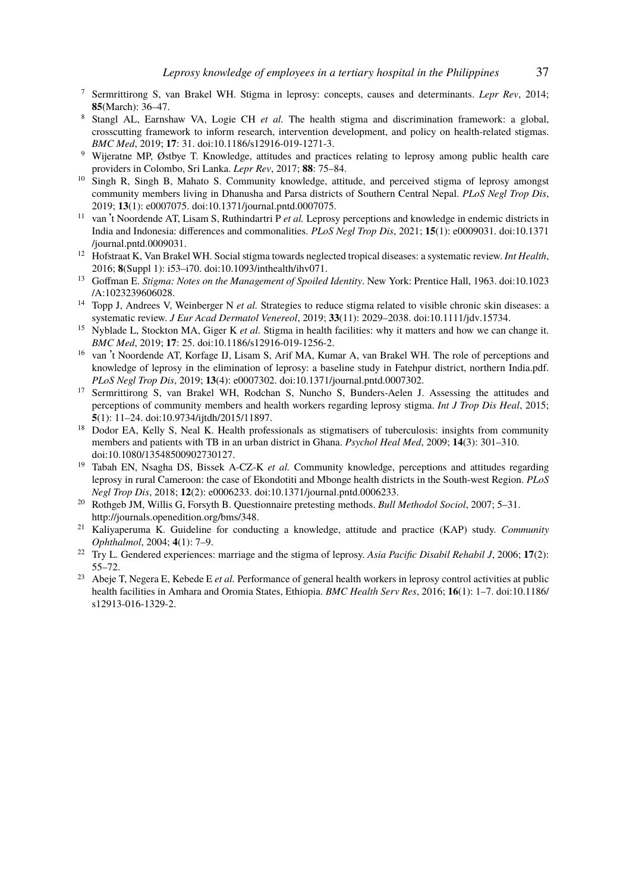7. Sermrittirong S, van Brakel WH. Stigma in leprosy: concepts, causes and determinants. *Lepr Rev*, 2014; **85**(March): 36–47.
8. Stangl AL, Earnshaw VA, Logie CH *et al.* The health stigma and discrimination framework: a global, crosscutting framework to inform research, intervention development, and policy on health-related stigmas. *BMC Med*, 2019; **17**: 31. doi:10.1186/s12916-019-1271-3.
9. Wijeratne MP, Østbye T. Knowledge, attitudes and practices relating to leprosy among public health care providers in Colombo, Sri Lanka. *Lepr Rev*, 2017; **88**: 75–84.
10. Singh R, Singh B, Mahato S. Community knowledge, attitude, and perceived stigma of leprosy amongst community members living in Dhanusha and Parsa districts of Southern Central Nepal. *PLoS Negl Trop Dis*, 2019; **13**(1): e0007075. doi:10.1371/journal.pntd.0007075.
11. van 't Noordende AT, Lisam S, Ruthindartri P *et al.* Leprosy perceptions and knowledge in endemic districts in India and Indonesia: differences and commonalities. *PLoS Negl Trop Dis*, 2021; **15**(1): e0009031. doi:10.1371/journal.pntd.0009031.
12. Hofstraat K, Van Brakel WH. Social stigma towards neglected tropical diseases: a systematic review. *Int Health*, 2016; **8**(Suppl 1): i53–i70. doi:10.1093/inthealth/ihv071.
13. Goffman E. *Stigma: Notes on the Management of Spoiled Identity*. New York: Prentice Hall, 1963. doi:10.1023/A:1023239606028.
14. Topp J, Andrees V, Weinberger N *et al.* Strategies to reduce stigma related to visible chronic skin diseases: a systematic review. *J Eur Acad Dermatol Venereol*, 2019; **33**(11): 2029–2038. doi:10.1111/jdv.15734.
15. Nyblade L, Stockton MA, Giger K *et al.* Stigma in health facilities: why it matters and how we can change it. *BMC Med*, 2019; **17**: 25. doi:10.1186/s12916-019-1256-2.
16. van 't Noordende AT, Korfage IJ, Lisam S, Arif MA, Kumar A, van Brakel WH. The role of perceptions and knowledge of leprosy in the elimination of leprosy: a baseline study in Fatehpur district, northern India.pdf. *PLoS Negl Trop Dis*, 2019; **13**(4): e0007302. doi:10.1371/journal.pntd.0007302.
17. Sermrittirong S, van Brakel WH, Rodchan S, Nuncho S, Bunders-Aelen J. Assessing the attitudes and perceptions of community members and health workers regarding leprosy stigma. *Int J Trop Dis Heal*, 2015; **5**(1): 11–24. doi:10.9734/ijtdh/2015/11897.
18. Dodor EA, Kelly S, Neal K. Health professionals as stigmatisers of tuberculosis: insights from community members and patients with TB in an urban district in Ghana. *Psychol Heal Med*, 2009; **14**(3): 301–310. doi:10.1080/13548500902730127.
19. Tabah EN, Nsagha DS, Bissek A-CZ-K *et al.* Community knowledge, perceptions and attitudes regarding leprosy in rural Cameroon: the case of Ekondotiti and Mbonge health districts in the South-west Region. *PLoS Negl Trop Dis*, 2018; **12**(2): e0006233. doi:10.1371/journal.pntd.0006233.
20. Rothgeb JM, Willis G, Forsyth B. Questionnaire pretesting methods. *Bull Methodol Sociol*, 2007; 5–31. http://journals.openedition.org/bms/348.
21. Kaliyaperuma K. Guideline for conducting a knowledge, attitude and practice (KAP) study. *Community Ophthalmol*, 2004; **4**(1): 7–9.
22. Try L. Gendered experiences: marriage and the stigma of leprosy. *Asia Pacific Disabil Rehabil J*, 2006; **17**(2): 55–72.
23. Abeje T, Negera E, Kebede E *et al.* Performance of general health workers in leprosy control activities at public health facilities in Amhara and Oromia States, Ethiopia. *BMC Health Serv Res*, 2016; **16**(1): 1–7. doi:10.1186/s12913-016-1329-2.